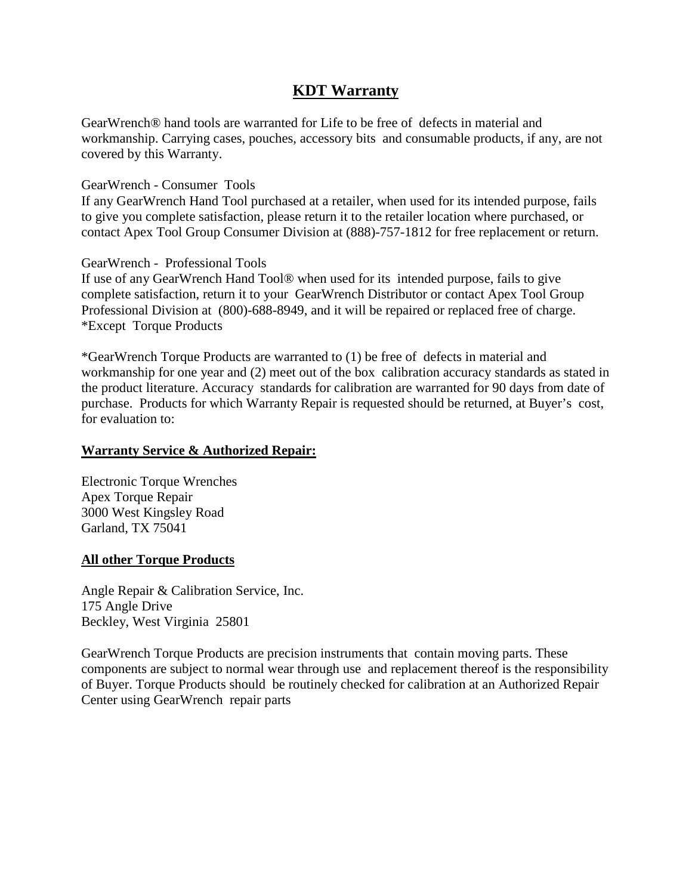# KDT Warranty

GearWrench® hand tools are warranted for Life to be free of defects in material and workmanship. Carrying cases, pouches, accessory bits and consumable products, if any, are not covered by this Warranty.

GearWrench - Consumer Tools
If any GearWrench Hand Tool purchased at a retailer, when used for its intended purpose, fails to give you complete satisfaction, please return it to the retailer location where purchased, or contact Apex Tool Group Consumer Division at (888)-757-1812 for free replacement or return.

GearWrench - Professional Tools
If use of any GearWrench Hand Tool® when used for its intended purpose, fails to give complete satisfaction, return it to your GearWrench Distributor or contact Apex Tool Group Professional Division at (800)-688-8949, and it will be repaired or replaced free of charge.
*Except Torque Products

*GearWrench Torque Products are warranted to (1) be free of defects in material and workmanship for one year and (2) meet out of the box calibration accuracy standards as stated in the product literature. Accuracy standards for calibration are warranted for 90 days from date of purchase. Products for which Warranty Repair is requested should be returned, at Buyer's cost, for evaluation to:

**Warranty Service & Authorized Repair:**

Electronic Torque Wrenches
Apex Torque Repair
3000 West Kingsley Road
Garland, TX 75041

**All other Torque Products**

Angle Repair & Calibration Service, Inc.
175 Angle Drive
Beckley, West Virginia 25801

GearWrench Torque Products are precision instruments that contain moving parts. These components are subject to normal wear through use and replacement thereof is the responsibility of Buyer. Torque Products should be routinely checked for calibration at an Authorized Repair Center using GearWrench repair parts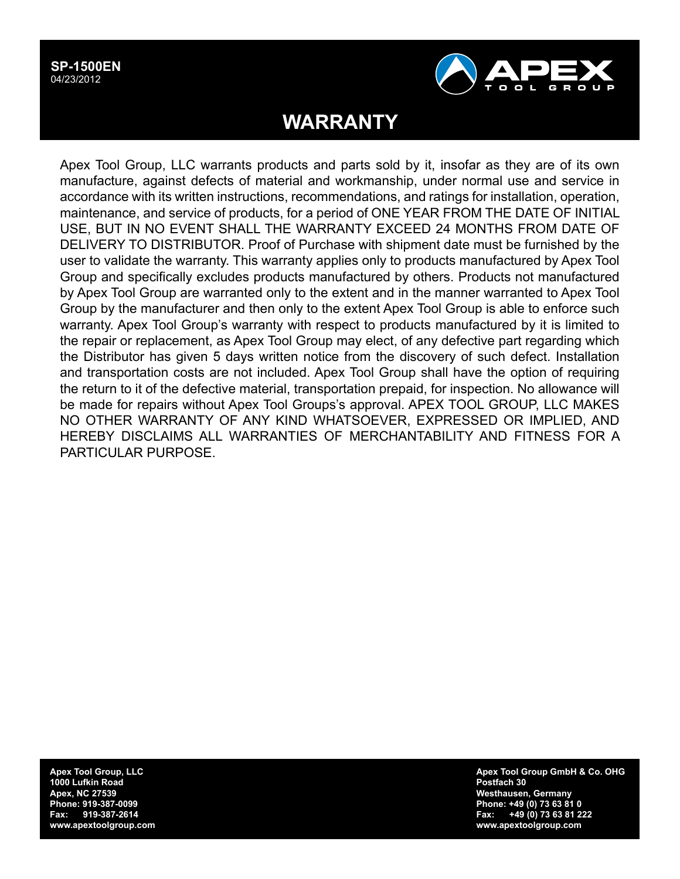**SP-1500EN**
04/23/2012

# WARRANTY

Apex Tool Group, LLC warrants products and parts sold by it, insofar as they are of its own manufacture, against defects of material and workmanship, under normal use and service in accordance with its written instructions, recommendations, and ratings for installation, operation, maintenance, and service of products, for a period of ONE YEAR FROM THE DATE OF INITIAL USE, BUT IN NO EVENT SHALL THE WARRANTY EXCEED 24 MONTHS FROM DATE OF DELIVERY TO DISTRIBUTOR. Proof of Purchase with shipment date must be furnished by the user to validate the warranty. This warranty applies only to products manufactured by Apex Tool Group and specifically excludes products manufactured by others. Products not manufactured by Apex Tool Group are warranted only to the extent and in the manner warranted to Apex Tool Group by the manufacturer and then only to the extent Apex Tool Group is able to enforce such warranty. Apex Tool Group's warranty with respect to products manufactured by it is limited to the repair or replacement, as Apex Tool Group may elect, of any defective part regarding which the Distributor has given 5 days written notice from the discovery of such defect. Installation and transportation costs are not included. Apex Tool Group shall have the option of requiring the return to it of the defective material, transportation prepaid, for inspection. No allowance will be made for repairs without Apex Tool Groups's approval. APEX TOOL GROUP, LLC MAKES NO OTHER WARRANTY OF ANY KIND WHATSOEVER, EXPRESSED OR IMPLIED, AND HEREBY DISCLAIMS ALL WARRANTIES OF MERCHANTABILITY AND FITNESS FOR A PARTICULAR PURPOSE.

**Apex Tool Group, LLC**
**1000 Lufkin Road**
**Apex, NC 27539**
**Phone: 919-387-0099**
**Fax: 919-387-2614**
**www.apextoolgroup.com**

**Apex Tool Group GmbH & Co. OHG**
**Postfach 30**
**Westhausen, Germany**
**Phone: +49 (0) 73 63 81 0**
**Fax: +49 (0) 73 63 81 222**
**www.apextoolgroup.com**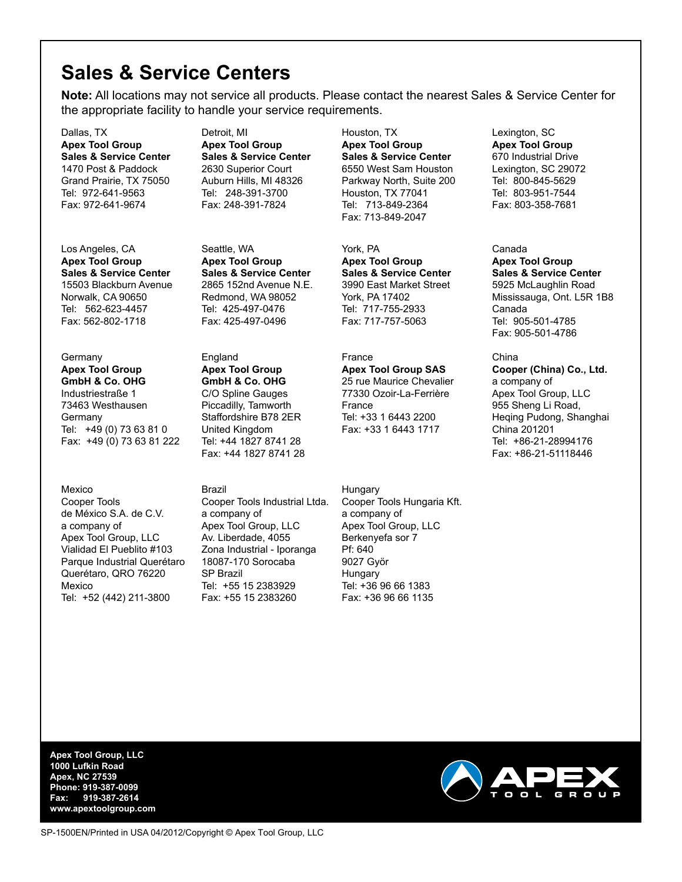# Sales & Service Centers

**Note:** All locations may not service all products. Please contact the nearest Sales & Service Center for the appropriate facility to handle your service requirements.

Dallas, TX
**Apex Tool Group**
**Sales & Service Center**
1470 Post & Paddock
Grand Prairie, TX 75050
Tel: 972-641-9563
Fax: 972-641-9674

Detroit, MI
**Apex Tool Group**
**Sales & Service Center**
2630 Superior Court
Auburn Hills, MI 48326
Tel: 248-391-3700
Fax: 248-391-7824

Houston, TX
**Apex Tool Group**
**Sales & Service Center**
6550 West Sam Houston
Parkway North, Suite 200
Houston, TX 77041
Tel: 713-849-2364
Fax: 713-849-2047

Lexington, SC
**Apex Tool Group**
670 Industrial Drive
Lexington, SC 29072
Tel: 800-845-5629
Tel: 803-951-7544
Fax: 803-358-7681

Los Angeles, CA
**Apex Tool Group**
**Sales & Service Center**
15503 Blackburn Avenue
Norwalk, CA 90650
Tel: 562-623-4457
Fax: 562-802-1718

Seattle, WA
**Apex Tool Group**
**Sales & Service Center**
2865 152nd Avenue N.E.
Redmond, WA 98052
Tel: 425-497-0476
Fax: 425-497-0496

York, PA
**Apex Tool Group**
**Sales & Service Center**
3990 East Market Street
York, PA 17402
Tel: 717-755-2933
Fax: 717-757-5063

Canada
**Apex Tool Group**
**Sales & Service Center**
5925 McLaughlin Road
Mississauga, Ont. L5R 1B8
Canada
Tel: 905-501-4785
Fax: 905-501-4786

Germany
**Apex Tool Group**
**GmbH & Co. OHG**
Industriestraße 1
73463 Westhausen
Germany
Tel: +49 (0) 73 63 81 0
Fax: +49 (0) 73 63 81 222

England
**Apex Tool Group**
**GmbH & Co. OHG**
C/O Spline Gauges
Piccadilly, Tamworth
Staffordshire B78 2ER
United Kingdom
Tel: +44 1827 8741 28
Fax: +44 1827 8741 28

France
**Apex Tool Group SAS**
25 rue Maurice Chevalier
77330 Ozoir-La-Ferrière
France
Tel: +33 1 6443 2200
Fax: +33 1 6443 1717

China
**Cooper (China) Co., Ltd.**
a company of
Apex Tool Group, LLC
955 Sheng Li Road,
Heqing Pudong, Shanghai
China 201201
Tel: +86-21-28994176
Fax: +86-21-51118446

Mexico
Cooper Tools
de México S.A. de C.V.
a company of
Apex Tool Group, LLC
Vialidad El Pueblito #103
Parque Industrial Querétaro
Querétaro, QRO 76220
Mexico
Tel: +52 (442) 211-3800

Brazil
Cooper Tools Industrial Ltda.
a company of
Apex Tool Group, LLC
Av. Liberdade, 4055
Zona Industrial - Iporanga
18087-170 Sorocaba
SP Brazil
Tel: +55 15 2383929
Fax: +55 15 2383260

Hungary
Cooper Tools Hungaria Kft.
a company of
Apex Tool Group, LLC
Berkenyefa sor 7
Pf: 640
9027 Györ
Hungary
Tel: +36 96 66 1383
Fax: +36 96 66 1135

**Apex Tool Group, LLC**
**1000 Lufkin Road**
**Apex, NC 27539**
**Phone: 919-387-0099**
**Fax: 919-387-2614**
**www.apextoolgroup.com**

APEX TOOL GROUP

SP-1500EN/Printed in USA 04/2012/Copyright © Apex Tool Group, LLC